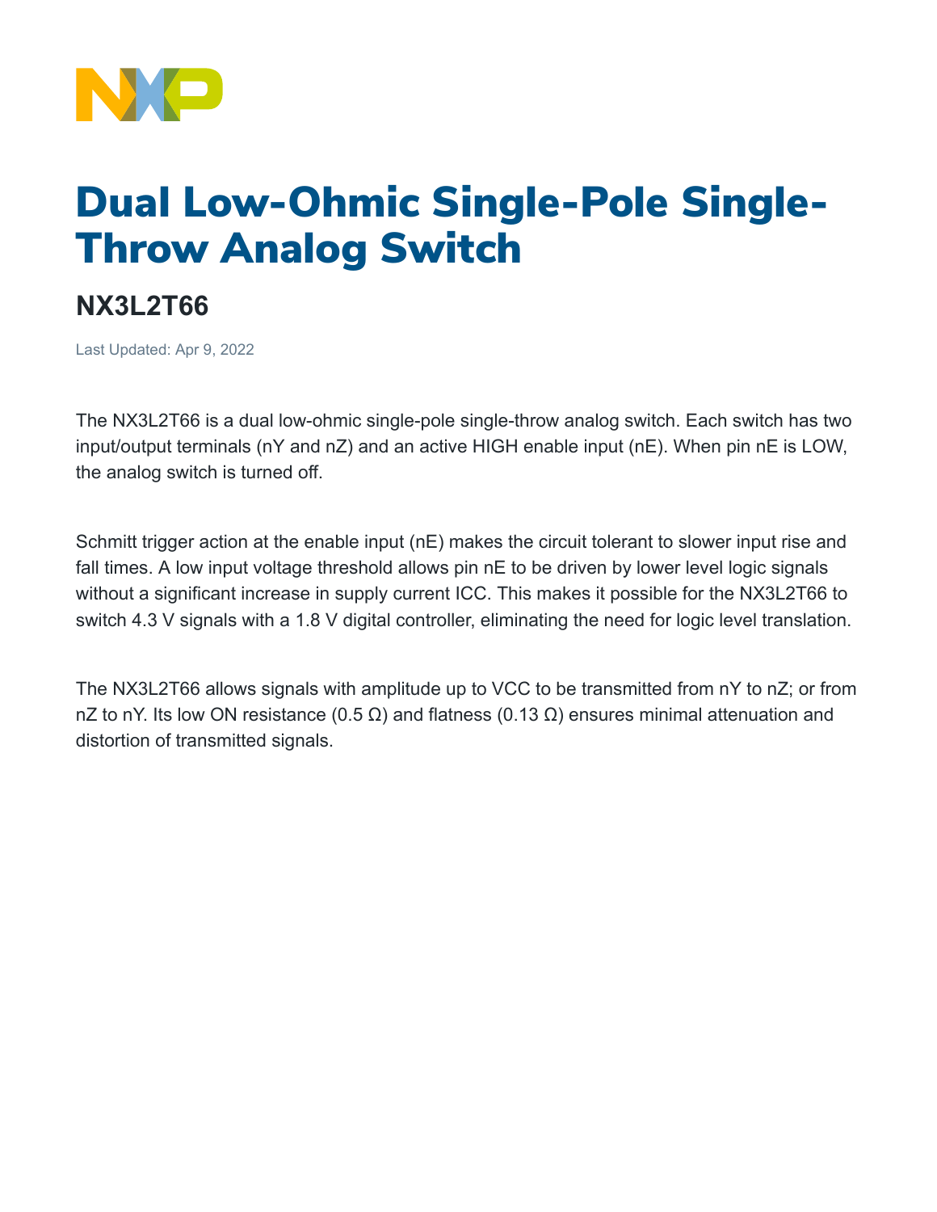# Dual Low-Ohmic Single-Pole Single-Throw Analog Switch

## NX3L2T66

Last Updated: Apr 9, 2022

The NX3L2T66 is a dual low-ohmic single-pole single-throw analog switch. Each switch has two input/output terminals (nY and nZ) and an active HIGH enable input (nE). When pin nE is LOW, the analog switch is turned off.

Schmitt trigger action at the enable input (nE) makes the circuit tolerant to slower input rise and fall times. A low input voltage threshold allows pin nE to be driven by lower level logic signals without a significant increase in supply current ICC. This makes it possible for the NX3L2T66 to switch 4.3 V signals with a 1.8 V digital controller, eliminating the need for logic level translation.

The NX3L2T66 allows signals with amplitude up to VCC to be transmitted from nY to nZ; or from nZ to nY. Its low ON resistance (0.5 Ω) and flatness (0.13 Ω) ensures minimal attenuation and distortion of transmitted signals.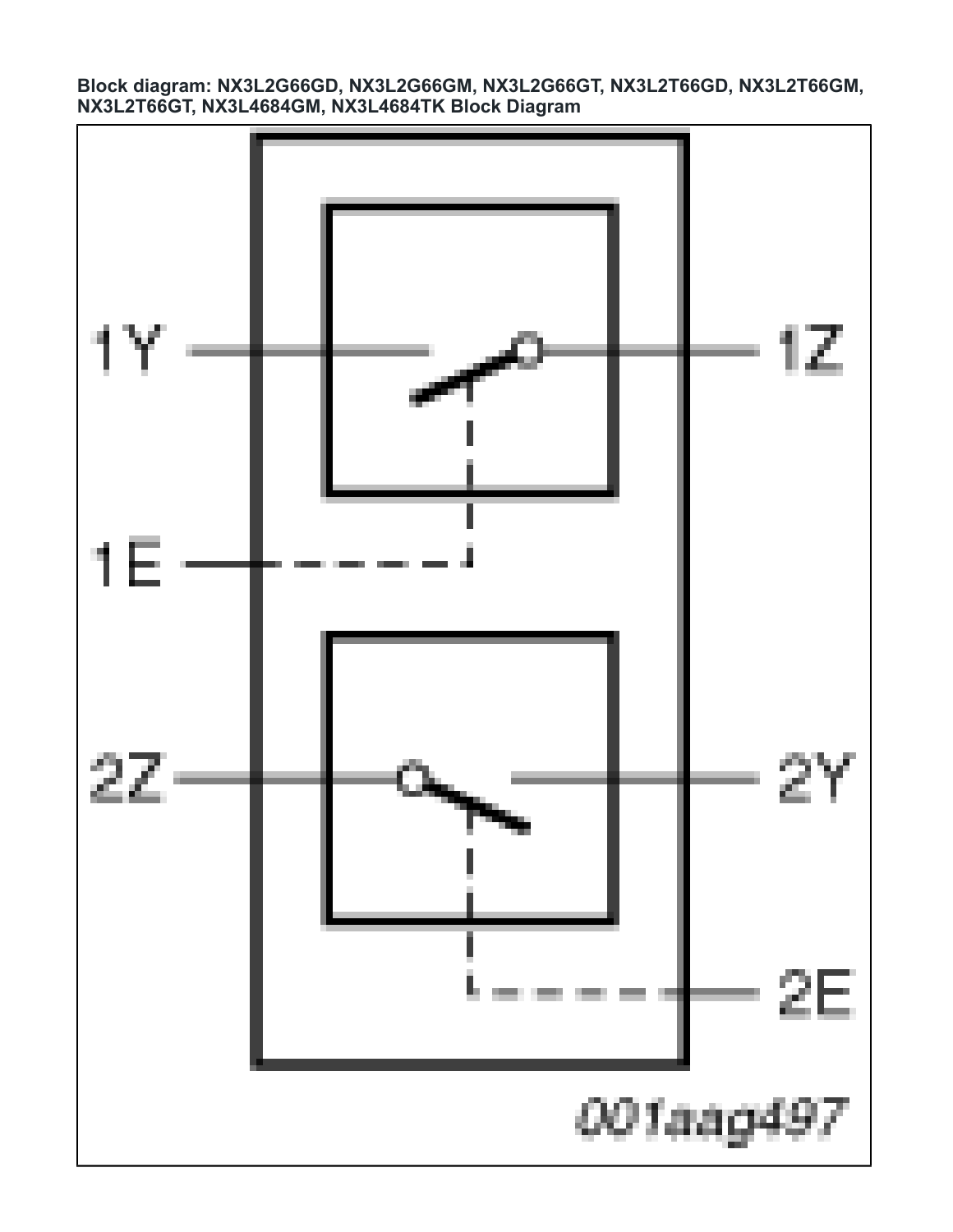**Block diagram: NX3L2G66GD, NX3L2G66GM, NX3L2G66GT, NX3L2T66GD, NX3L2T66GM, NX3L2T66GT, NX3L4684GM, NX3L4684TK Block Diagram**

1Y

1Z

1E

2Z

2Y

2E

*001aag497*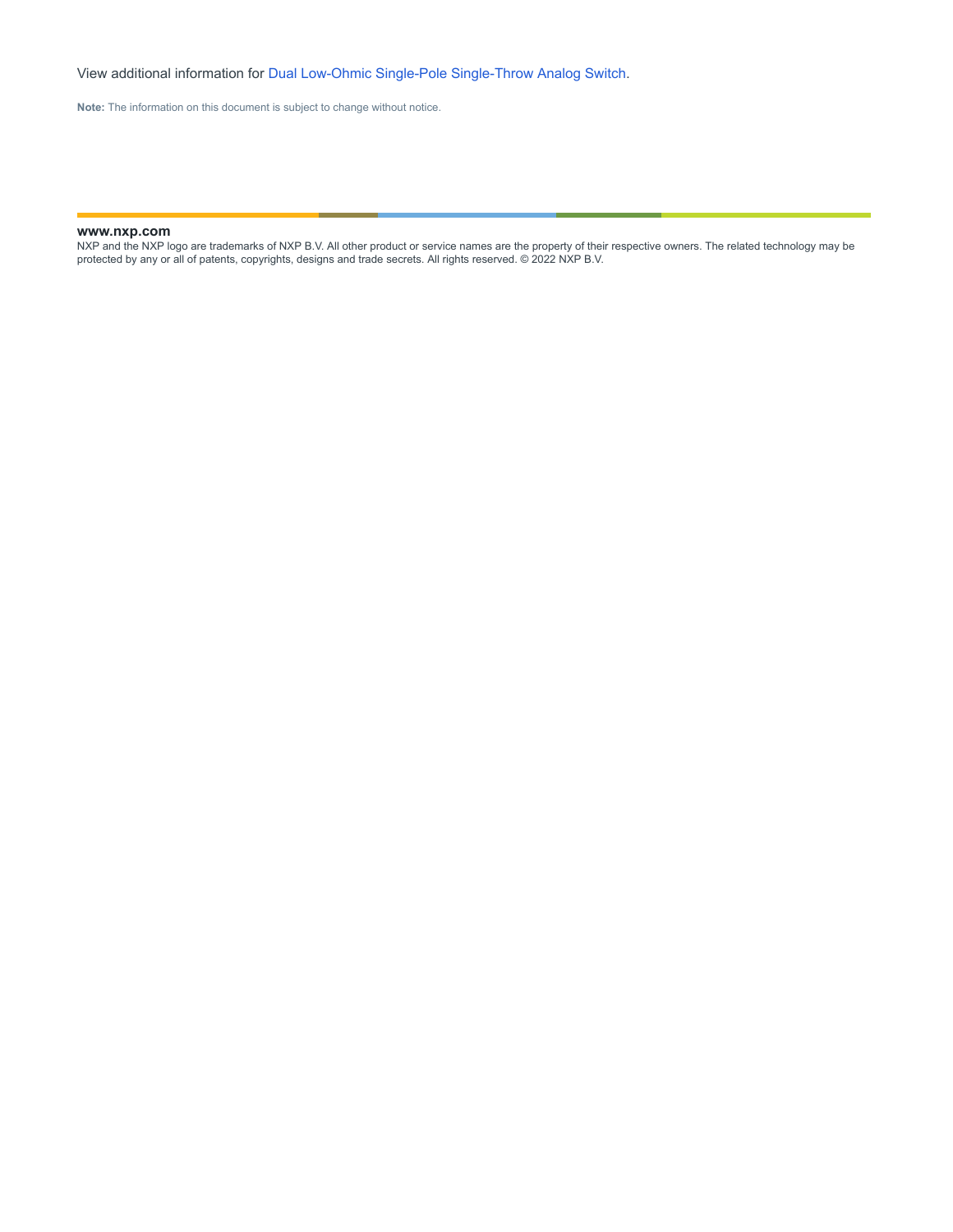View additional information for Dual Low-Ohmic Single-Pole Single-Throw Analog Switch.

**Note:** The information on this document is subject to change without notice.

**www.nxp.com**

NXP and the NXP logo are trademarks of NXP B.V. All other product or service names are the property of their respective owners. The related technology may be protected by any or all of patents, copyrights, designs and trade secrets. All rights reserved. © 2022 NXP B.V.